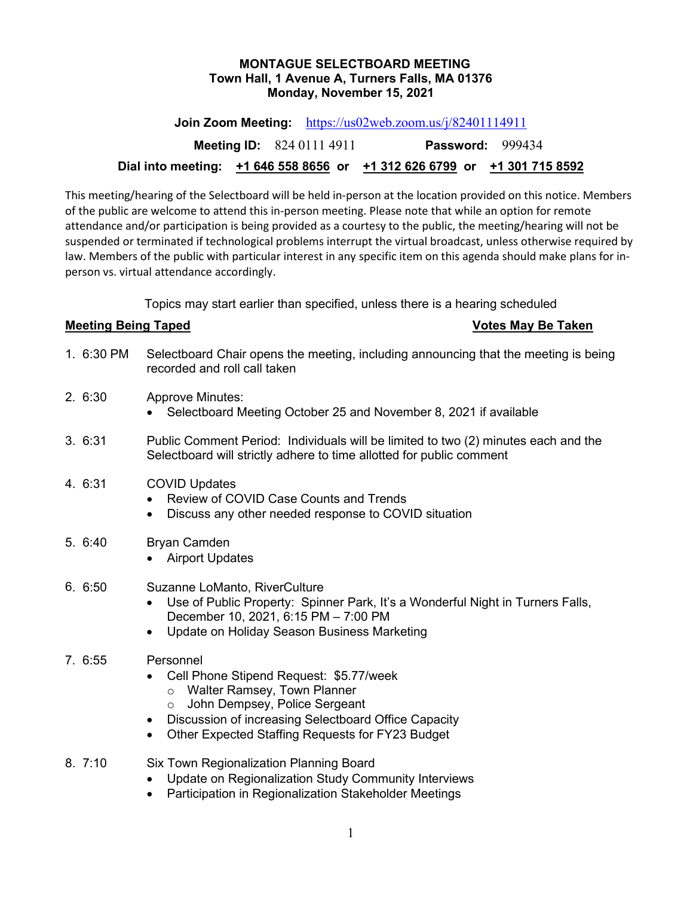**MONTAGUE SELECTBOARD MEETING**
**Town Hall, 1 Avenue A, Turners Falls, MA 01376**
**Monday, November 15, 2021**

**Join Zoom Meeting:** https://us02web.zoom.us/j/82401114911

**Meeting ID:** 824 0111 4911 **Password:** 999434

**Dial into meeting:** **+1 646 558 8656** **or** **+1 312 626 6799** **or** **+1 301 715 8592**

This meeting/hearing of the Selectboard will be held in-person at the location provided on this notice. Members of the public are welcome to attend this in-person meeting. Please note that while an option for remote attendance and/or participation is being provided as a courtesy to the public, the meeting/hearing will not be suspended or terminated if technological problems interrupt the virtual broadcast, unless otherwise required by law. Members of the public with particular interest in any specific item on this agenda should make plans for in-person vs. virtual attendance accordingly.

Topics may start earlier than specified, unless there is a hearing scheduled

**Meeting Being Taped** **Votes May Be Taken**

1. 6:30 PM Selectboard Chair opens the meeting, including announcing that the meeting is being recorded and roll call taken

2. 6:30 Approve Minutes:
   - Selectboard Meeting October 25 and November 8, 2021 if available

3. 6:31 Public Comment Period: Individuals will be limited to two (2) minutes each and the Selectboard will strictly adhere to time allotted for public comment

4. 6:31 COVID Updates
   - Review of COVID Case Counts and Trends
   - Discuss any other needed response to COVID situation

5. 6:40 Bryan Camden
   - Airport Updates

6. 6:50 Suzanne LoManto, RiverCulture
   - Use of Public Property: Spinner Park, It's a Wonderful Night in Turners Falls, December 10, 2021, 6:15 PM – 7:00 PM
   - Update on Holiday Season Business Marketing

7. 6:55 Personnel
   - Cell Phone Stipend Request: $5.77/week
     - Walter Ramsey, Town Planner
     - John Dempsey, Police Sergeant
   - Discussion of increasing Selectboard Office Capacity
   - Other Expected Staffing Requests for FY23 Budget

8. 7:10 Six Town Regionalization Planning Board
   - Update on Regionalization Study Community Interviews
   - Participation in Regionalization Stakeholder Meetings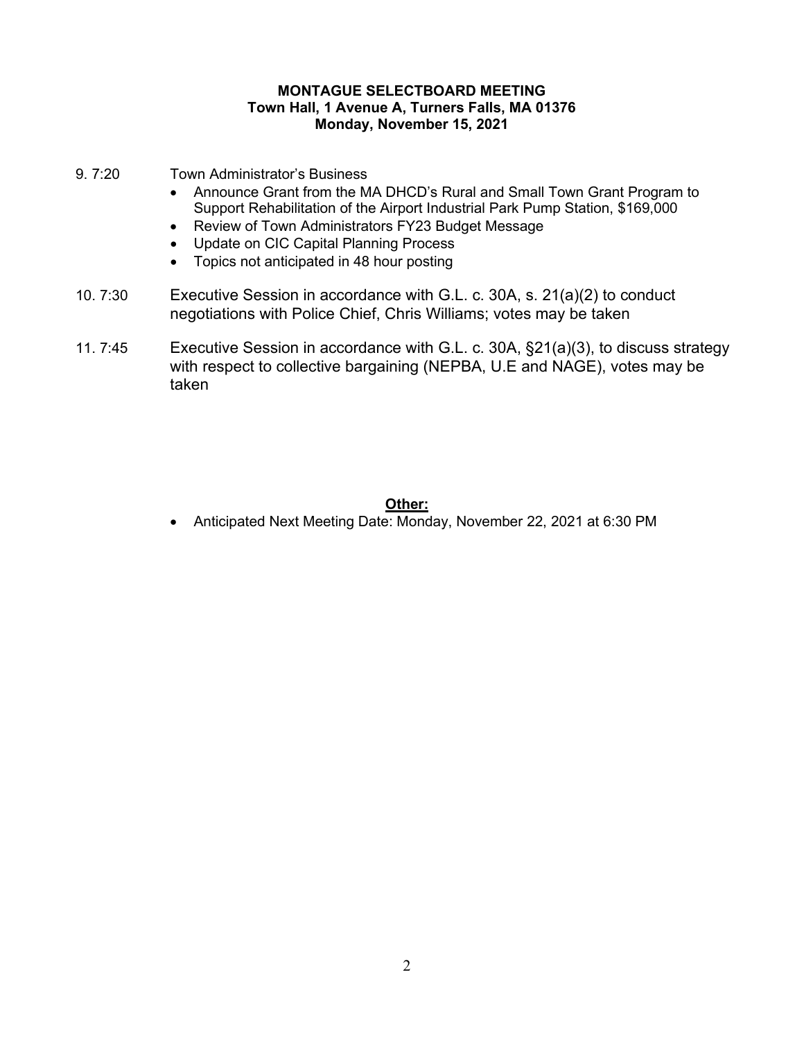**MONTAGUE SELECTBOARD MEETING**
**Town Hall, 1 Avenue A, Turners Falls, MA 01376**
**Monday, November 15, 2021**

9\. 7:20 Town Administrator's Business

- Announce Grant from the MA DHCD's Rural and Small Town Grant Program to Support Rehabilitation of the Airport Industrial Park Pump Station, $169,000
- Review of Town Administrators FY23 Budget Message
- Update on CIC Capital Planning Process
- Topics not anticipated in 48 hour posting

10\. 7:30 Executive Session in accordance with G.L. c. 30A, s. 21(a)(2) to conduct negotiations with Police Chief, Chris Williams; votes may be taken

11\. 7:45 Executive Session in accordance with G.L. c. 30A, §21(a)(3), to discuss strategy with respect to collective bargaining (NEPBA, U.E and NAGE), votes may be taken

**Other:**

- Anticipated Next Meeting Date: Monday, November 22, 2021 at 6:30 PM